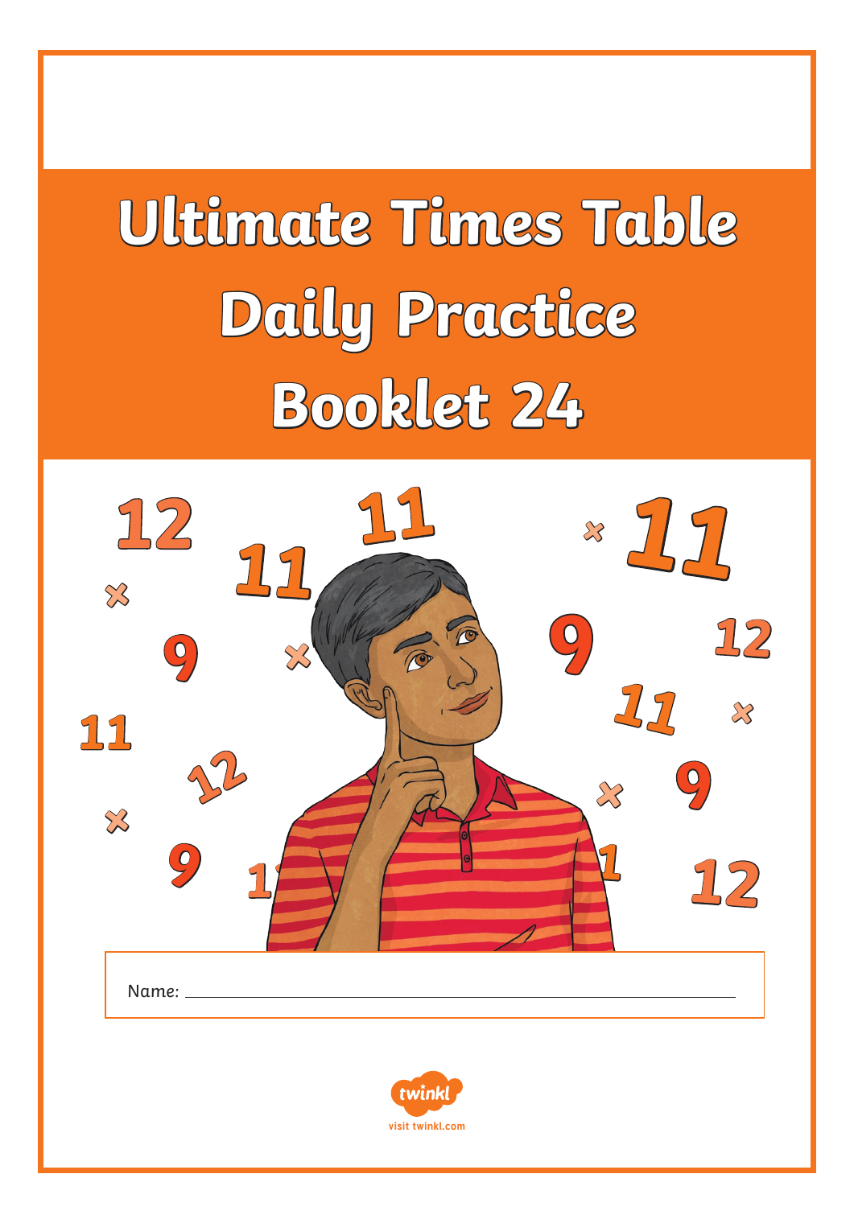# Ultimate Times Table Daily Practice Booklet 24

Name: \_\_\_\_\_\_\_\_\_\_\_\_\_\_\_\_\_\_\_\_\_\_\_\_\_\_\_\_\_\_\_\_\_\_\_\_\_\_\_\_

visit twinkl.com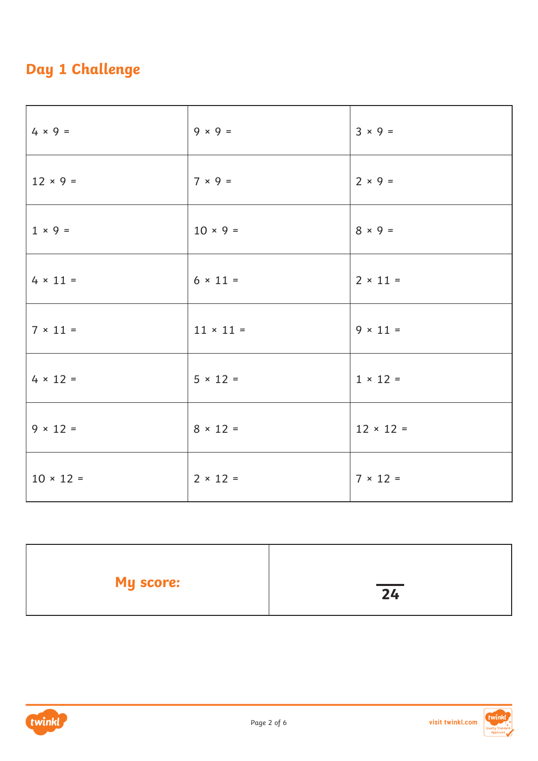## Day 1 Challenge

| | | |
|---|---|---|
| 4 × 9 = | 9 × 9 = | 3 × 9 = |
| 12 × 9 = | 7 × 9 = | 2 × 9 = |
| 1 × 9 = | 10 × 9 = | 8 × 9 = |
| 4 × 11 = | 6 × 11 = | 2 × 11 = |
| 7 × 11 = | 11 × 11 = | 9 × 11 = |
| 4 × 12 = | 5 × 12 = | 1 × 12 = |
| 9 × 12 = | 8 × 12 = | 12 × 12 = |
| 10 × 12 = | 2 × 12 = | 7 × 12 = |

| | |
|---|---|
| **My score:** | /24 |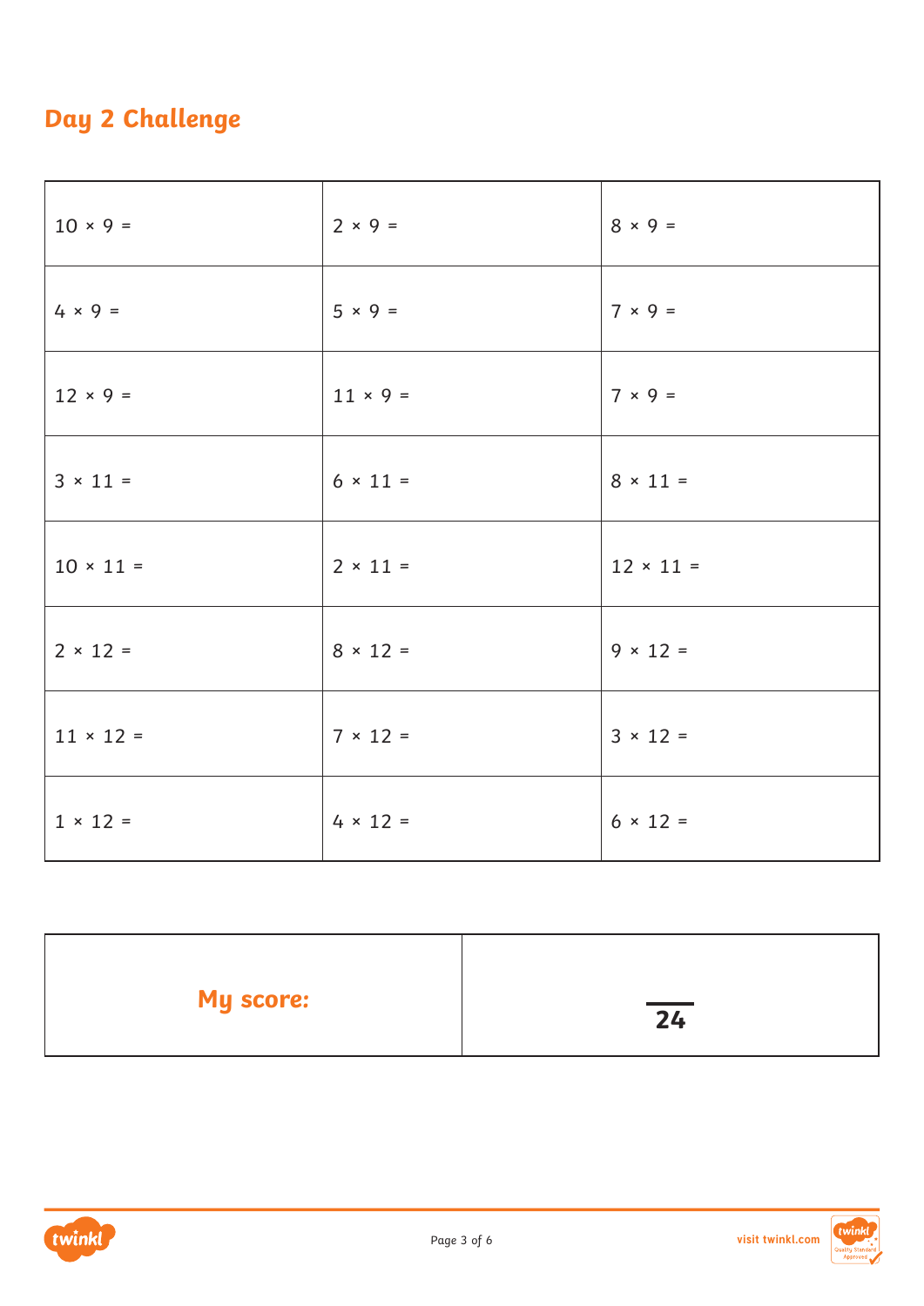## Day 2 Challenge

| | | |
|---|---|---|
| 10 × 9 = | 2 × 9 = | 8 × 9 = |
| 4 × 9 = | 5 × 9 = | 7 × 9 = |
| 12 × 9 = | 11 × 9 = | 7 × 9 = |
| 3 × 11 = | 6 × 11 = | 8 × 11 = |
| 10 × 11 = | 2 × 11 = | 12 × 11 = |
| 2 × 12 = | 8 × 12 = | 9 × 12 = |
| 11 × 12 = | 7 × 12 = | 3 × 12 = |
| 1 × 12 = | 4 × 12 = | 6 × 12 = |

| | |
|---|---|
| **My score:** | ___ / **24** |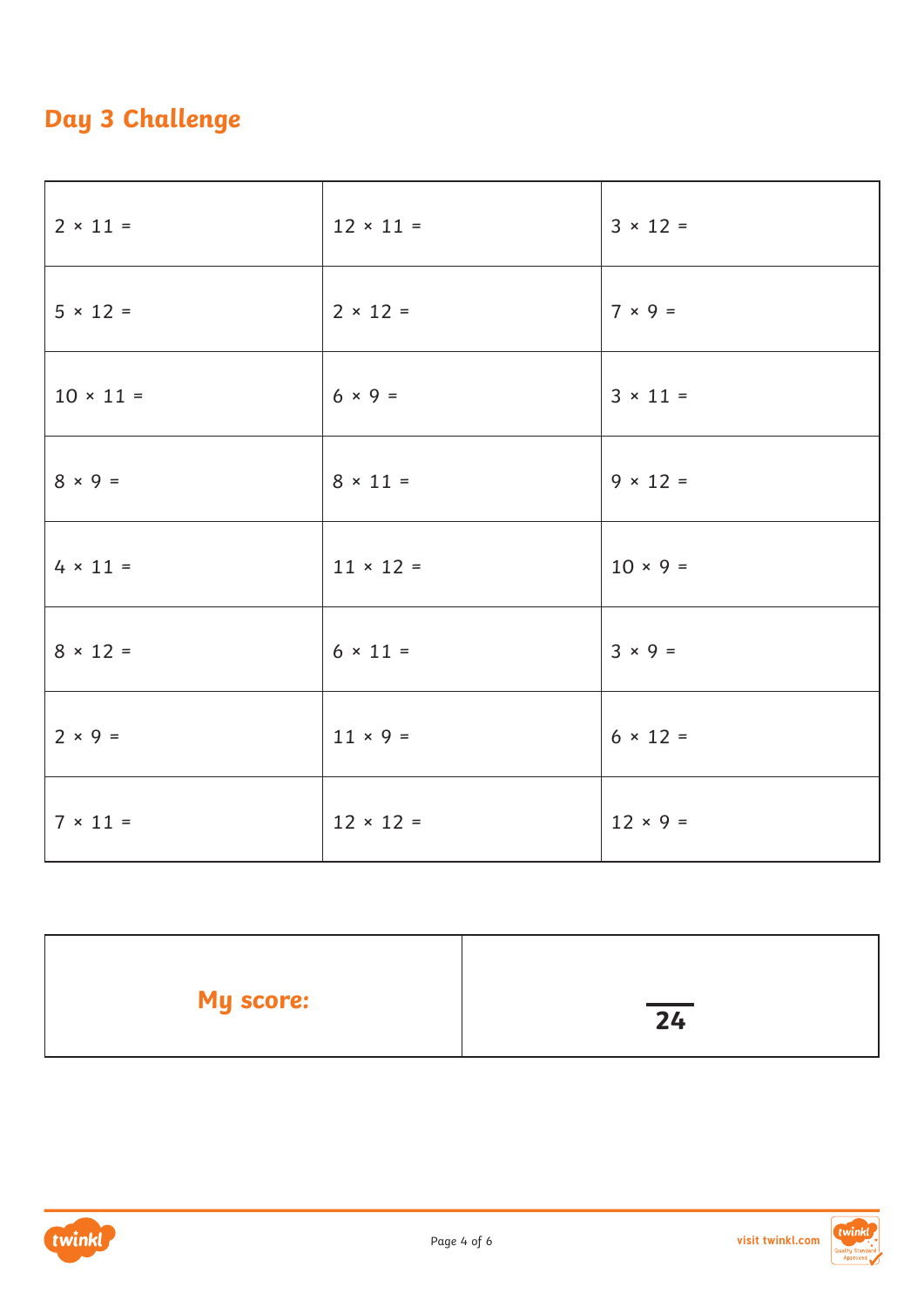## Day 3 Challenge

| | | |
|---|---|---|
| 2 × 11 = | 12 × 11 = | 3 × 12 = |
| 5 × 12 = | 2 × 12 = | 7 × 9 = |
| 10 × 11 = | 6 × 9 = | 3 × 11 = |
| 8 × 9 = | 8 × 11 = | 9 × 12 = |
| 4 × 11 = | 11 × 12 = | 10 × 9 = |
| 8 × 12 = | 6 × 11 = | 3 × 9 = |
| 2 × 9 = | 11 × 9 = | 6 × 12 = |
| 7 × 11 = | 12 × 12 = | 12 × 9 = |

| | |
|---|---|
| **My score:** | ___ / 24 |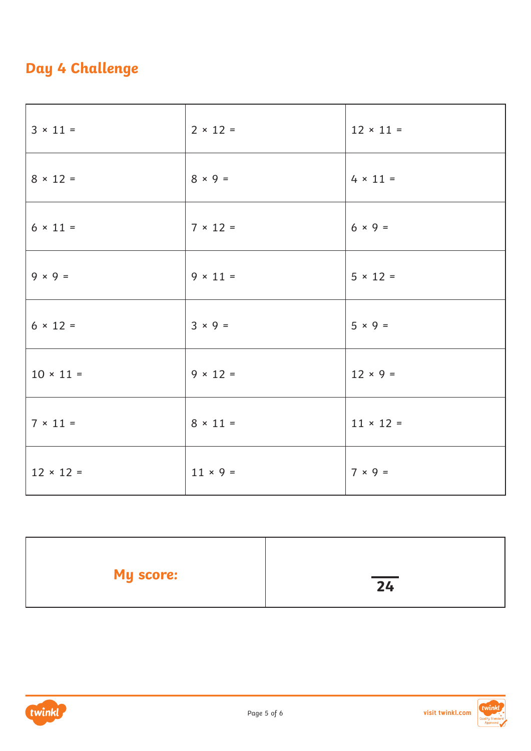## Day 4 Challenge

| | | |
|---|---|---|
| 3 × 11 = | 2 × 12 = | 12 × 11 = |
| 8 × 12 = | 8 × 9 = | 4 × 11 = |
| 6 × 11 = | 7 × 12 = | 6 × 9 = |
| 9 × 9 = | 9 × 11 = | 5 × 12 = |
| 6 × 12 = | 3 × 9 = | 5 × 9 = |
| 10 × 11 = | 9 × 12 = | 12 × 9 = |
| 7 × 11 = | 8 × 11 = | 11 × 12 = |
| 12 × 12 = | 11 × 9 = | 7 × 9 = |

| | |
|---|---|
| **My score:** | $\frac{\quad}{24}$ |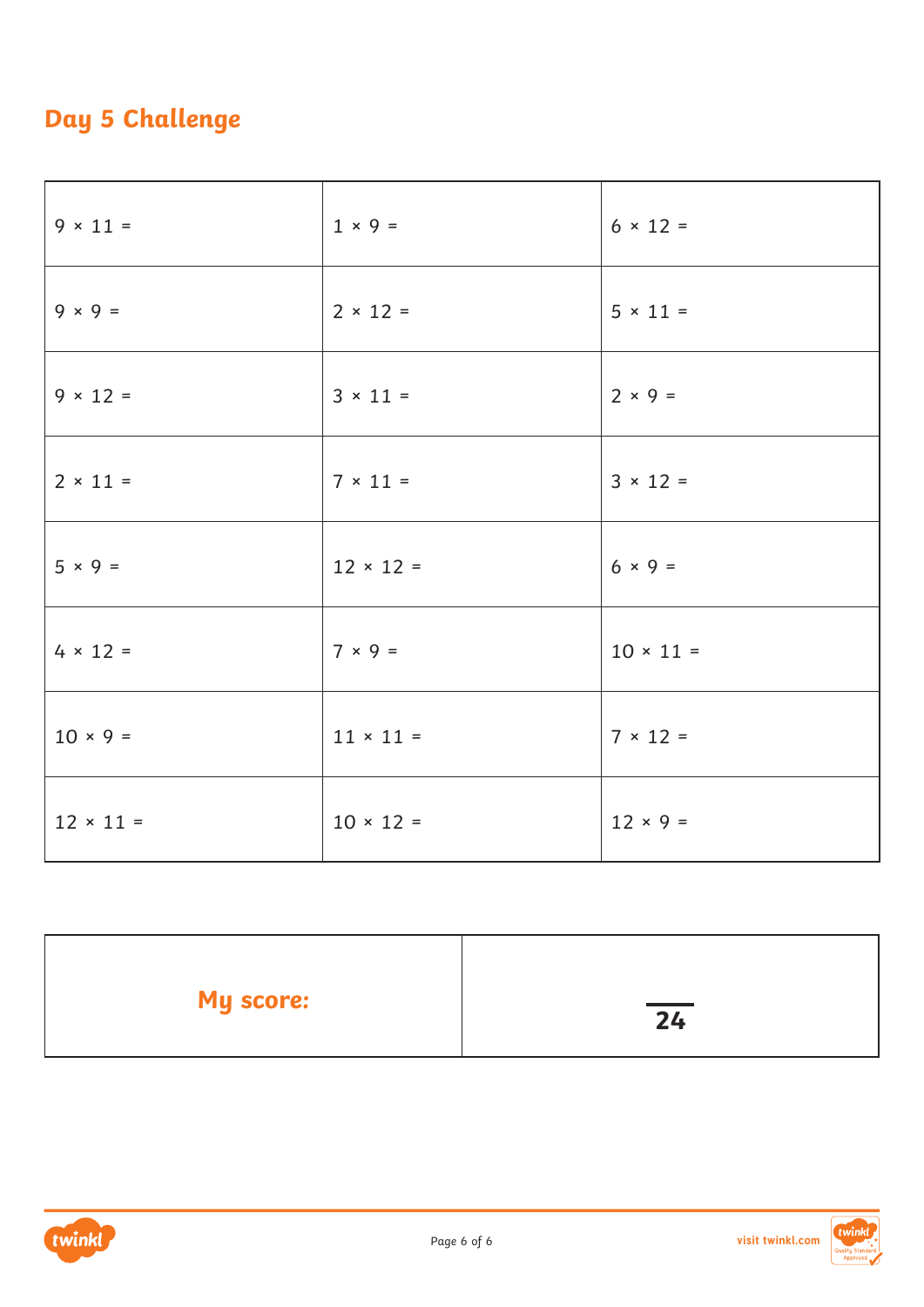## Day 5 Challenge

| | | |
|---|---|---|
| 9 × 11 = | 1 × 9 = | 6 × 12 = |
| 9 × 9 = | 2 × 12 = | 5 × 11 = |
| 9 × 12 = | 3 × 11 = | 2 × 9 = |
| 2 × 11 = | 7 × 11 = | 3 × 12 = |
| 5 × 9 = | 12 × 12 = | 6 × 9 = |
| 4 × 12 = | 7 × 9 = | 10 × 11 = |
| 10 × 9 = | 11 × 11 = | 7 × 12 = |
| 12 × 11 = | 10 × 12 = | 12 × 9 = |

| | |
|---|---|
| **My score:** | /24 |